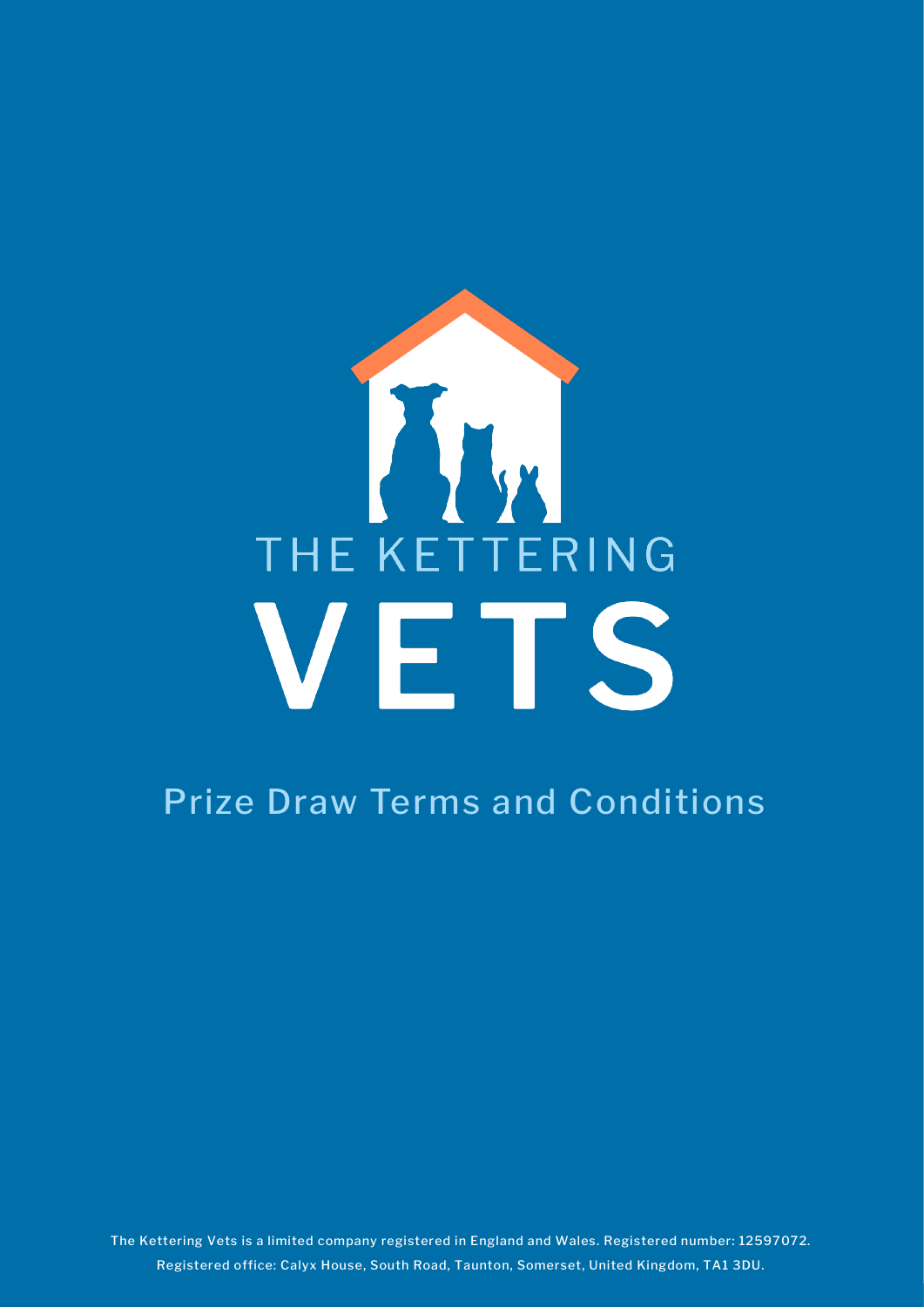# THE KETTERING VETS

## Prize Draw Terms and Conditions

The Kettering Vets is a limited company registered in England and Wales. Registered number: 12597072.
Registered office: Calyx House, South Road, Taunton, Somerset, United Kingdom, TA1 3DU.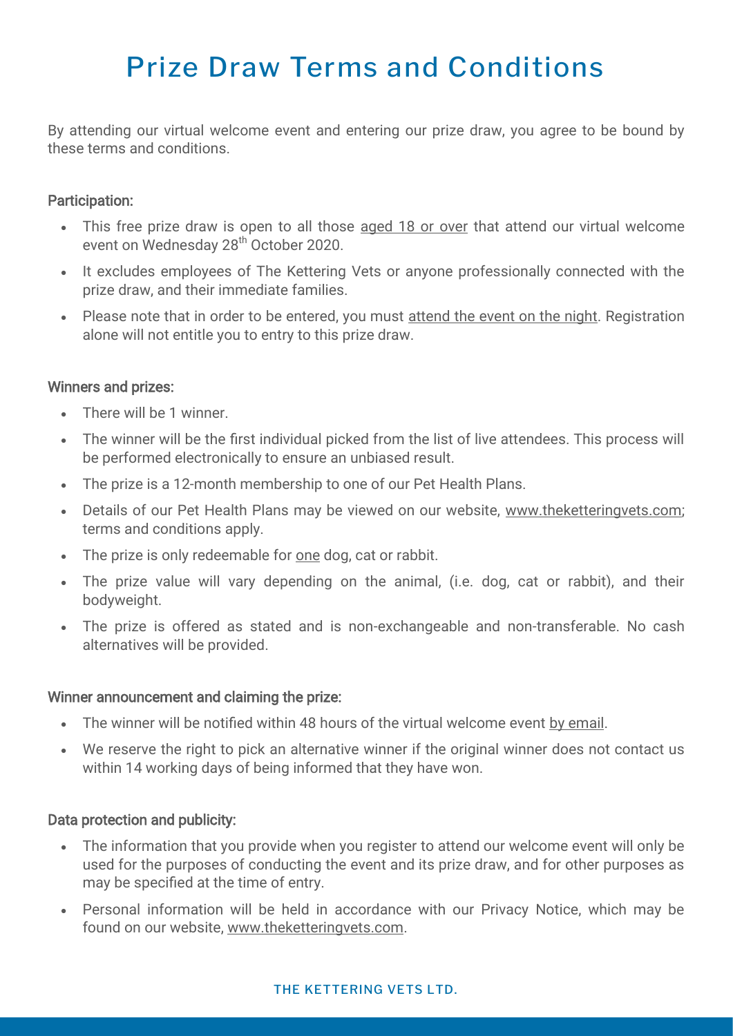# Prize Draw Terms and Conditions

By attending our virtual welcome event and entering our prize draw, you agree to be bound by these terms and conditions.

### Participation:

- This free prize draw is open to all those aged 18 or over that attend our virtual welcome event on Wednesday 28th October 2020.
- It excludes employees of The Kettering Vets or anyone professionally connected with the prize draw, and their immediate families.
- Please note that in order to be entered, you must attend the event on the night. Registration alone will not entitle you to entry to this prize draw.

### Winners and prizes:

- There will be 1 winner.
- The winner will be the first individual picked from the list of live attendees. This process will be performed electronically to ensure an unbiased result.
- The prize is a 12-month membership to one of our Pet Health Plans.
- Details of our Pet Health Plans may be viewed on our website, www.theketteringvets.com; terms and conditions apply.
- The prize is only redeemable for one dog, cat or rabbit.
- The prize value will vary depending on the animal, (i.e. dog, cat or rabbit), and their bodyweight.
- The prize is offered as stated and is non-exchangeable and non-transferable. No cash alternatives will be provided.

### Winner announcement and claiming the prize:

- The winner will be notified within 48 hours of the virtual welcome event by email.
- We reserve the right to pick an alternative winner if the original winner does not contact us within 14 working days of being informed that they have won.

### Data protection and publicity:

- The information that you provide when you register to attend our welcome event will only be used for the purposes of conducting the event and its prize draw, and for other purposes as may be specified at the time of entry.
- Personal information will be held in accordance with our Privacy Notice, which may be found on our website, www.theketteringvets.com.

THE KETTERING VETS LTD.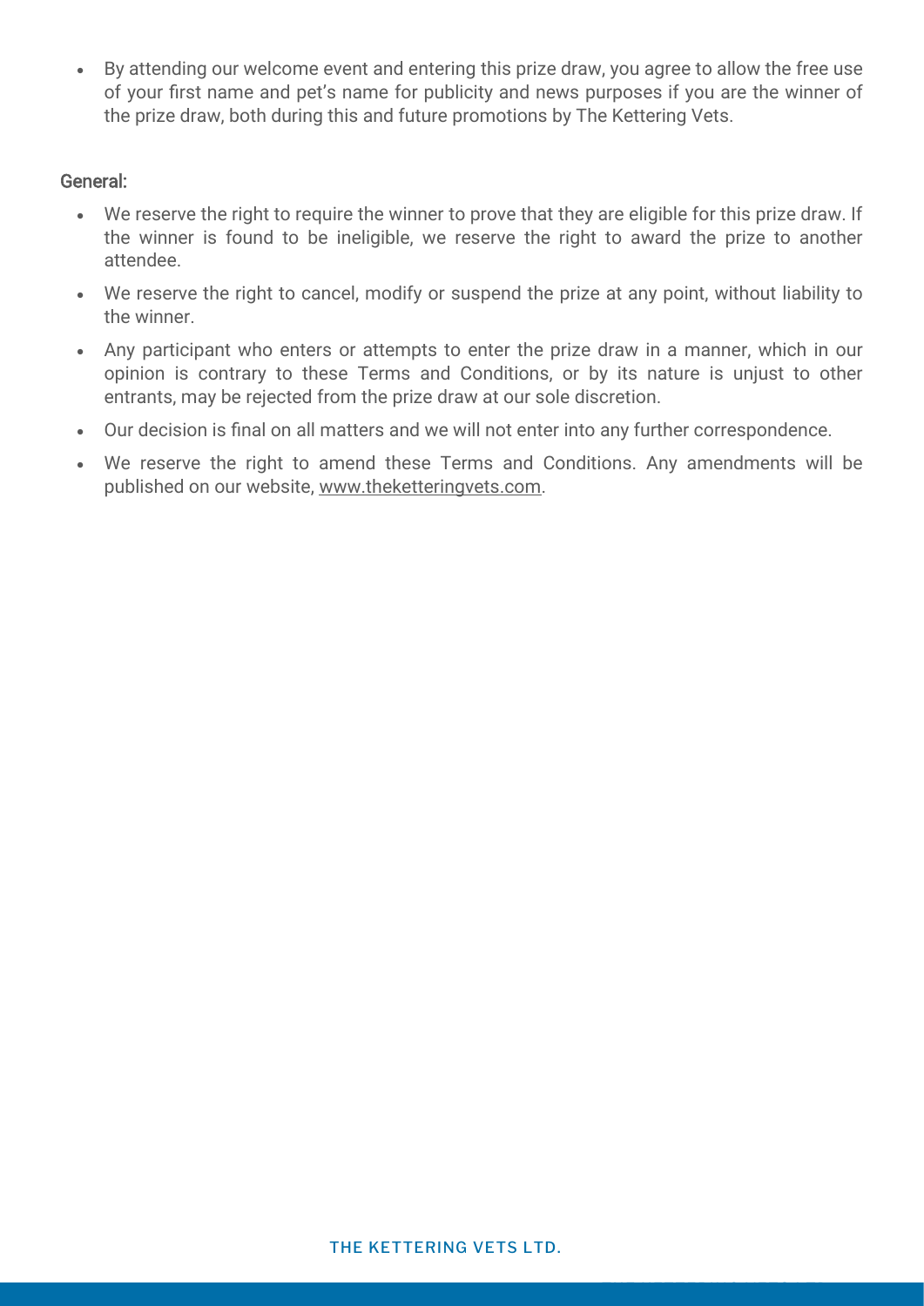- By attending our welcome event and entering this prize draw, you agree to allow the free use of your first name and pet's name for publicity and news purposes if you are the winner of the prize draw, both during this and future promotions by The Kettering Vets.

## General:

- We reserve the right to require the winner to prove that they are eligible for this prize draw. If the winner is found to be ineligible, we reserve the right to award the prize to another attendee.
- We reserve the right to cancel, modify or suspend the prize at any point, without liability to the winner.
- Any participant who enters or attempts to enter the prize draw in a manner, which in our opinion is contrary to these Terms and Conditions, or by its nature is unjust to other entrants, may be rejected from the prize draw at our sole discretion.
- Our decision is final on all matters and we will not enter into any further correspondence.
- We reserve the right to amend these Terms and Conditions. Any amendments will be published on our website, www.theketteringvets.com.